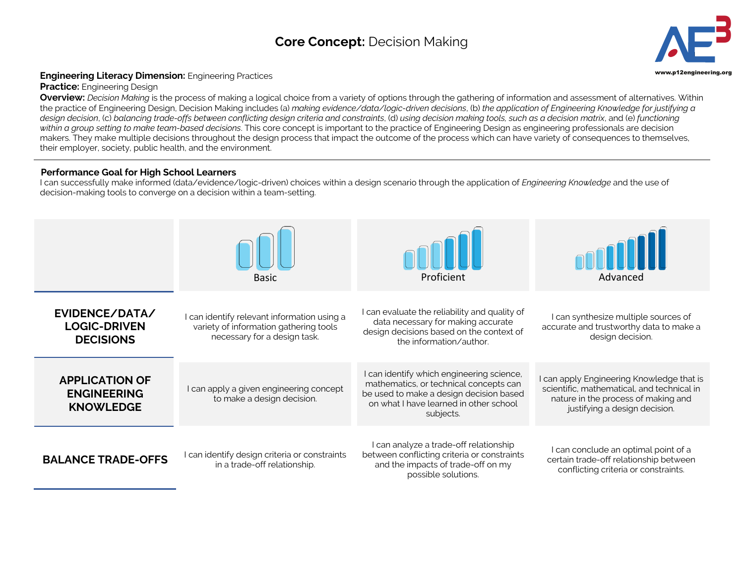# **Core Concept:** Decision Making

**Engineering Literacy Dimension:** Engineering Practices
**Practice:** Engineering Design
**Overview:** *Decision Making* is the process of making a logical choice from a variety of options through the gathering of information and assessment of alternatives. Within the practice of Engineering Design, Decision Making includes (a) *making evidence/data/logic-driven decisions*, (b) *the application of Engineering Knowledge for justifying a design decision*, (c) *balancing trade-offs between conflicting design criteria and constraints*, (d) *using decision making tools, such as a decision matrix*, and (e) *functioning within a group setting to make team-based decisions*. This core concept is important to the practice of Engineering Design as engineering professionals are decision makers. They make multiple decisions throughout the design process that impact the outcome of the process which can have variety of consequences to themselves, their employer, society, public health, and the environment.

---

**Performance Goal for High School Learners**
I can successfully make informed (data/evidence/logic-driven) choices within a design scenario through the application of *Engineering Knowledge* and the use of decision-making tools to converge on a decision within a team-setting.

| | Basic | Proficient | Advanced |
|---|---|---|---|
| **EVIDENCE/DATA/ LOGIC-DRIVEN DECISIONS** | I can identify relevant information using a variety of information gathering tools necessary for a design task. | I can evaluate the reliability and quality of data necessary for making accurate design decisions based on the context of the information/author. | I can synthesize multiple sources of accurate and trustworthy data to make a design decision. |
| **APPLICATION OF ENGINEERING KNOWLEDGE** | I can apply a given engineering concept to make a design decision. | I can identify which engineering science, mathematics, or technical concepts can be used to make a design decision based on what I have learned in other school subjects. | I can apply Engineering Knowledge that is scientific, mathematical, and technical in nature in the process of making and justifying a design decision. |
| **BALANCE TRADE-OFFS** | I can identify design criteria or constraints in a trade-off relationship. | I can analyze a trade-off relationship between conflicting criteria or constraints and the impacts of trade-off on my possible solutions. | I can conclude an optimal point of a certain trade-off relationship between conflicting criteria or constraints. |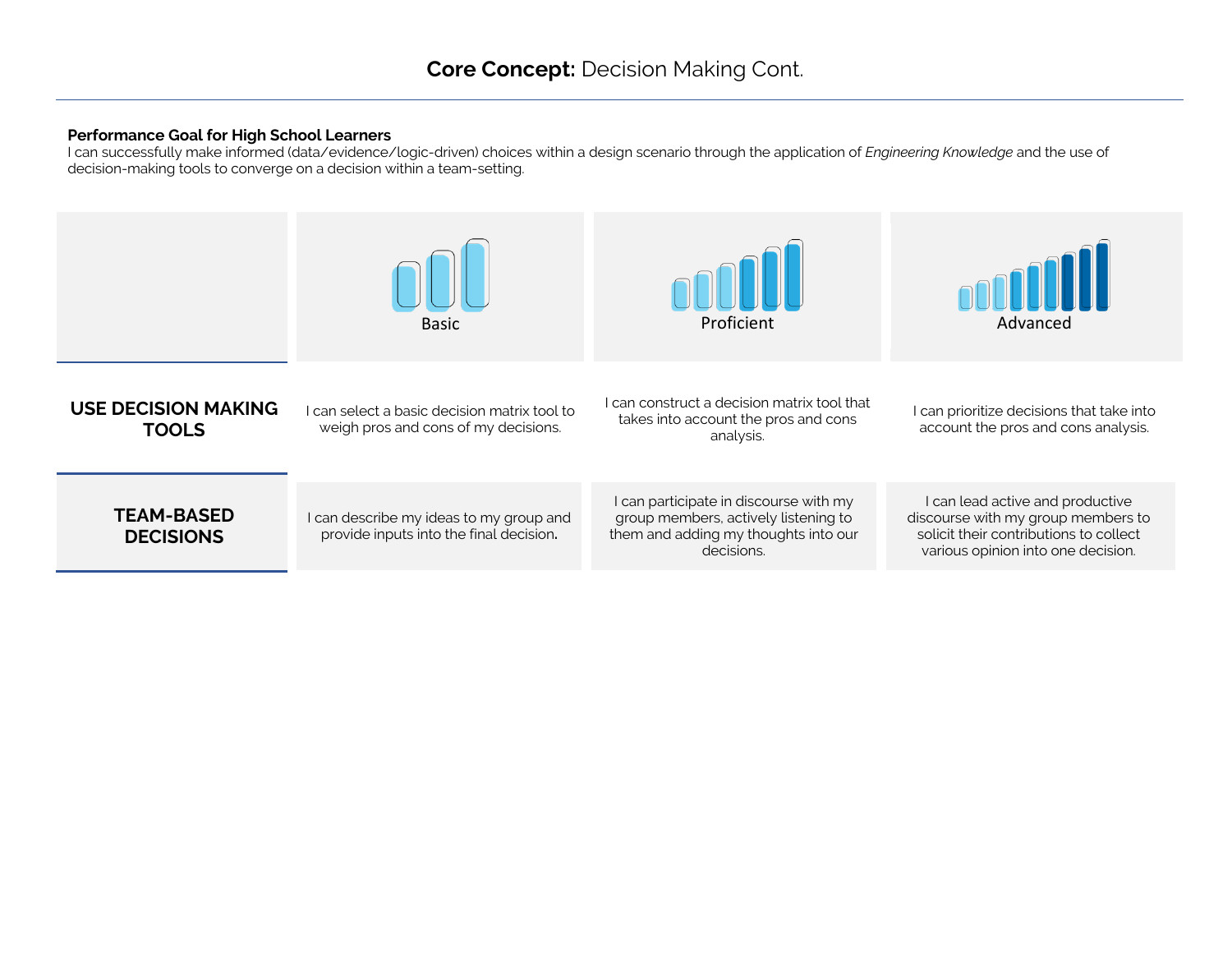**Core Concept:** Decision Making Cont.

**Performance Goal for High School Learners**
I can successfully make informed (data/evidence/logic-driven) choices within a design scenario through the application of *Engineering Knowledge* and the use of decision-making tools to converge on a decision within a team-setting.

| | Basic | Proficient | Advanced |
|---|---|---|---|
| **USE DECISION MAKING TOOLS** | I can select a basic decision matrix tool to weigh pros and cons of my decisions. | I can construct a decision matrix tool that takes into account the pros and cons analysis. | I can prioritize decisions that take into account the pros and cons analysis. |
| **TEAM-BASED DECISIONS** | I can describe my ideas to my group and provide inputs into the final decision**.** | I can participate in discourse with my group members, actively listening to them and adding my thoughts into our decisions. | I can lead active and productive discourse with my group members to solicit their contributions to collect various opinion into one decision. |